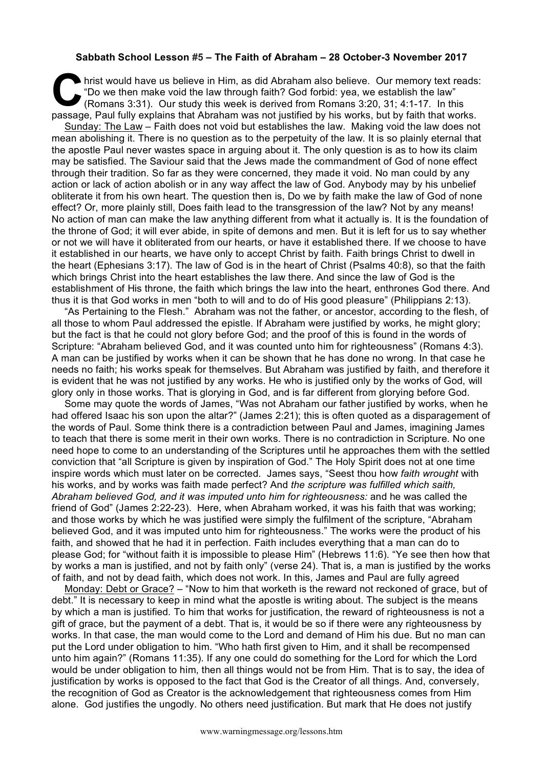**Sabbath School Lesson #5 – The Faith of Abraham – 28 October-3 November 2017**

Christ would have us believe in Him, as did Abraham also believe. Our memory text reads: "Do we then make void the law through faith? God forbid: yea, we establish the law" (Romans 3:31). Our study this week is derived from Romans 3:20, 31; 4:1-17. In this passage, Paul fully explains that Abraham was not justified by his works, but by faith that works.

Sunday: The Law – Faith does not void but establishes the law. Making void the law does not mean abolishing it. There is no question as to the perpetuity of the law. It is so plainly eternal that the apostle Paul never wastes space in arguing about it. The only question is as to how its claim may be satisfied. The Saviour said that the Jews made the commandment of God of none effect through their tradition. So far as they were concerned, they made it void. No man could by any action or lack of action abolish or in any way affect the law of God. Anybody may by his unbelief obliterate it from his own heart. The question then is, Do we by faith make the law of God of none effect? Or, more plainly still, Does faith lead to the transgression of the law? Not by any means! No action of man can make the law anything different from what it actually is. It is the foundation of the throne of God; it will ever abide, in spite of demons and men. But it is left for us to say whether or not we will have it obliterated from our hearts, or have it established there. If we choose to have it established in our hearts, we have only to accept Christ by faith. Faith brings Christ to dwell in the heart (Ephesians 3:17). The law of God is in the heart of Christ (Psalms 40:8), so that the faith which brings Christ into the heart establishes the law there. And since the law of God is the establishment of His throne, the faith which brings the law into the heart, enthrones God there. And thus it is that God works in men "both to will and to do of His good pleasure" (Philippians 2:13).

"As Pertaining to the Flesh." Abraham was not the father, or ancestor, according to the flesh, of all those to whom Paul addressed the epistle. If Abraham were justified by works, he might glory; but the fact is that he could not glory before God; and the proof of this is found in the words of Scripture: "Abraham believed God, and it was counted unto him for righteousness" (Romans 4:3). A man can be justified by works when it can be shown that he has done no wrong. In that case he needs no faith; his works speak for themselves. But Abraham was justified by faith, and therefore it is evident that he was not justified by any works. He who is justified only by the works of God, will glory only in those works. That is glorying in God, and is far different from glorying before God.

Some may quote the words of James, "Was not Abraham our father justified by works, when he had offered Isaac his son upon the altar?" (James 2:21); this is often quoted as a disparagement of the words of Paul. Some think there is a contradiction between Paul and James, imagining James to teach that there is some merit in their own works. There is no contradiction in Scripture. No one need hope to come to an understanding of the Scriptures until he approaches them with the settled conviction that "all Scripture is given by inspiration of God." The Holy Spirit does not at one time inspire words which must later on be corrected. James says, "Seest thou how *faith wrought* with his works, and by works was faith made perfect? And *the scripture was fulfilled which saith, Abraham believed God, and it was imputed unto him for righteousness:* and he was called the friend of God" (James 2:22-23). Here, when Abraham worked, it was his faith that was working; and those works by which he was justified were simply the fulfilment of the scripture, "Abraham believed God, and it was imputed unto him for righteousness." The works were the product of his faith, and showed that he had it in perfection. Faith includes everything that a man can do to please God; for "without faith it is impossible to please Him" (Hebrews 11:6). "Ye see then how that by works a man is justified, and not by faith only" (verse 24). That is, a man is justified by the works of faith, and not by dead faith, which does not work. In this, James and Paul are fully agreed

Monday: Debt or Grace? – "Now to him that worketh is the reward not reckoned of grace, but of debt." It is necessary to keep in mind what the apostle is writing about. The subject is the means by which a man is justified. To him that works for justification, the reward of righteousness is not a gift of grace, but the payment of a debt. That is, it would be so if there were any righteousness by works. In that case, the man would come to the Lord and demand of Him his due. But no man can put the Lord under obligation to him. "Who hath first given to Him, and it shall be recompensed unto him again?" (Romans 11:35). If any one could do something for the Lord for which the Lord would be under obligation to him, then all things would not be from Him. That is to say, the idea of justification by works is opposed to the fact that God is the Creator of all things. And, conversely, the recognition of God as Creator is the acknowledgement that righteousness comes from Him alone. God justifies the ungodly. No others need justification. But mark that He does not justify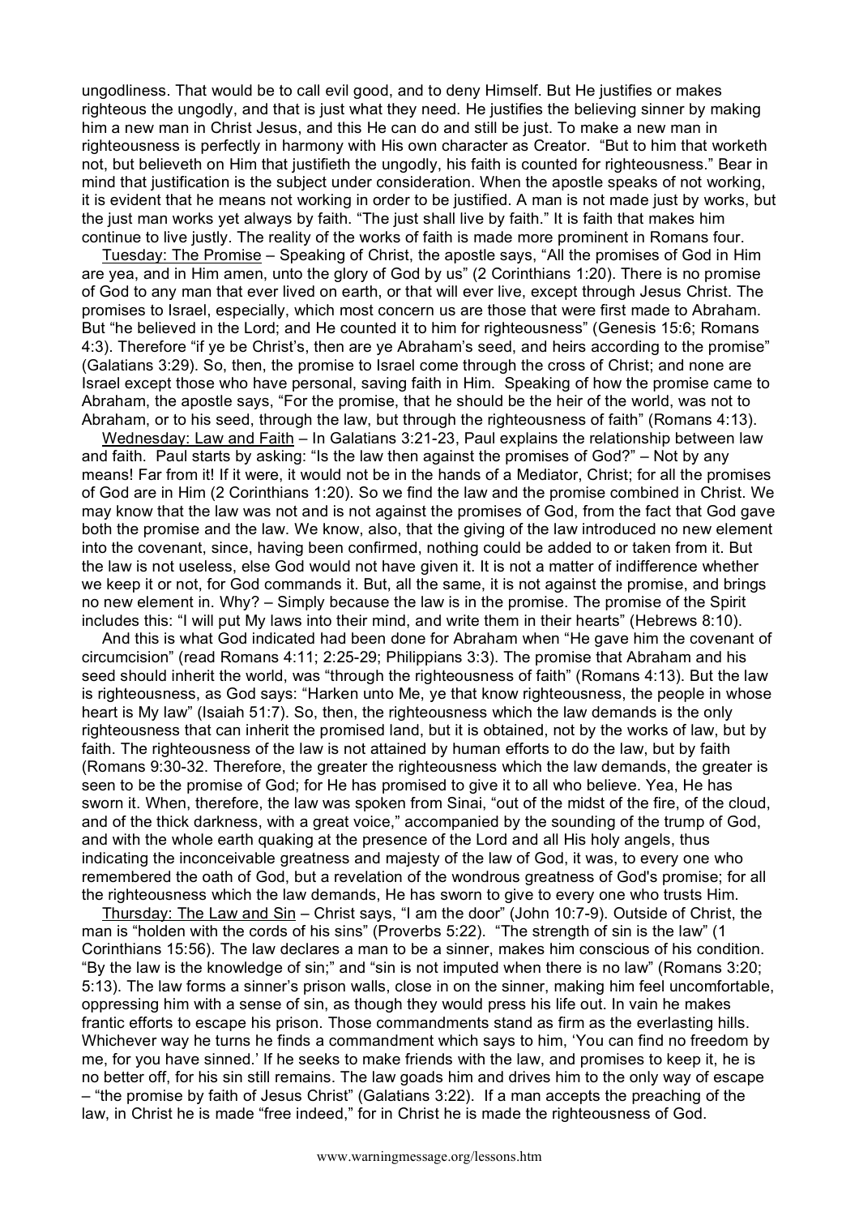ungodliness. That would be to call evil good, and to deny Himself. But He justifies or makes righteous the ungodly, and that is just what they need. He justifies the believing sinner by making him a new man in Christ Jesus, and this He can do and still be just. To make a new man in righteousness is perfectly in harmony with His own character as Creator. "But to him that worketh not, but believeth on Him that justifieth the ungodly, his faith is counted for righteousness." Bear in mind that justification is the subject under consideration. When the apostle speaks of not working, it is evident that he means not working in order to be justified. A man is not made just by works, but the just man works yet always by faith. "The just shall live by faith." It is faith that makes him continue to live justly. The reality of the works of faith is made more prominent in Romans four.

Tuesday: The Promise – Speaking of Christ, the apostle says, "All the promises of God in Him are yea, and in Him amen, unto the glory of God by us" (2 Corinthians 1:20). There is no promise of God to any man that ever lived on earth, or that will ever live, except through Jesus Christ. The promises to Israel, especially, which most concern us are those that were first made to Abraham. But "he believed in the Lord; and He counted it to him for righteousness" (Genesis 15:6; Romans 4:3). Therefore "if ye be Christ's, then are ye Abraham's seed, and heirs according to the promise" (Galatians 3:29). So, then, the promise to Israel come through the cross of Christ; and none are Israel except those who have personal, saving faith in Him. Speaking of how the promise came to Abraham, the apostle says, "For the promise, that he should be the heir of the world, was not to Abraham, or to his seed, through the law, but through the righteousness of faith" (Romans 4:13).

Wednesday: Law and Faith – In Galatians 3:21-23, Paul explains the relationship between law and faith. Paul starts by asking: "Is the law then against the promises of God?" – Not by any means! Far from it! If it were, it would not be in the hands of a Mediator, Christ; for all the promises of God are in Him (2 Corinthians 1:20). So we find the law and the promise combined in Christ. We may know that the law was not and is not against the promises of God, from the fact that God gave both the promise and the law. We know, also, that the giving of the law introduced no new element into the covenant, since, having been confirmed, nothing could be added to or taken from it. But the law is not useless, else God would not have given it. It is not a matter of indifference whether we keep it or not, for God commands it. But, all the same, it is not against the promise, and brings no new element in. Why? – Simply because the law is in the promise. The promise of the Spirit includes this: "I will put My laws into their mind, and write them in their hearts" (Hebrews 8:10).

And this is what God indicated had been done for Abraham when "He gave him the covenant of circumcision" (read Romans 4:11; 2:25-29; Philippians 3:3). The promise that Abraham and his seed should inherit the world, was "through the righteousness of faith" (Romans 4:13). But the law is righteousness, as God says: "Harken unto Me, ye that know righteousness, the people in whose heart is My law" (Isaiah 51:7). So, then, the righteousness which the law demands is the only righteousness that can inherit the promised land, but it is obtained, not by the works of law, but by faith. The righteousness of the law is not attained by human efforts to do the law, but by faith (Romans 9:30-32. Therefore, the greater the righteousness which the law demands, the greater is seen to be the promise of God; for He has promised to give it to all who believe. Yea, He has sworn it. When, therefore, the law was spoken from Sinai, "out of the midst of the fire, of the cloud, and of the thick darkness, with a great voice," accompanied by the sounding of the trump of God, and with the whole earth quaking at the presence of the Lord and all His holy angels, thus indicating the inconceivable greatness and majesty of the law of God, it was, to every one who remembered the oath of God, but a revelation of the wondrous greatness of God's promise; for all the righteousness which the law demands, He has sworn to give to every one who trusts Him.

Thursday: The Law and Sin – Christ says, "I am the door" (John 10:7-9). Outside of Christ, the man is "holden with the cords of his sins" (Proverbs 5:22). "The strength of sin is the law" (1 Corinthians 15:56). The law declares a man to be a sinner, makes him conscious of his condition. "By the law is the knowledge of sin;" and "sin is not imputed when there is no law" (Romans 3:20; 5:13). The law forms a sinner's prison walls, close in on the sinner, making him feel uncomfortable, oppressing him with a sense of sin, as though they would press his life out. In vain he makes frantic efforts to escape his prison. Those commandments stand as firm as the everlasting hills. Whichever way he turns he finds a commandment which says to him, 'You can find no freedom by me, for you have sinned.' If he seeks to make friends with the law, and promises to keep it, he is no better off, for his sin still remains. The law goads him and drives him to the only way of escape – "the promise by faith of Jesus Christ" (Galatians 3:22). If a man accepts the preaching of the law, in Christ he is made "free indeed," for in Christ he is made the righteousness of God.